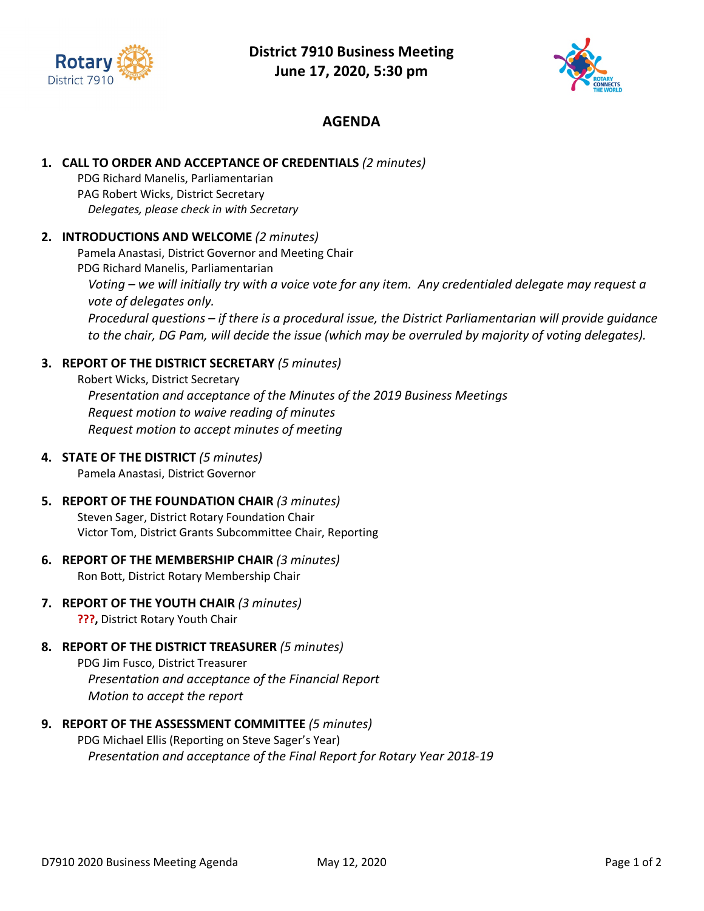# District 7910 Business Meeting
## June 17, 2020, 5:30 pm

## AGENDA

1. **CALL TO ORDER AND ACCEPTANCE OF CREDENTIALS** *(2 minutes)*
   PDG Richard Manelis, Parliamentarian
   PAG Robert Wicks, District Secretary
   *Delegates, please check in with Secretary*

2. **INTRODUCTIONS AND WELCOME** *(2 minutes)*
   Pamela Anastasi, District Governor and Meeting Chair
   PDG Richard Manelis, Parliamentarian
   *Voting – we will initially try with a voice vote for any item. Any credentialed delegate may request a vote of delegates only.*
   *Procedural questions – if there is a procedural issue, the District Parliamentarian will provide guidance to the chair, DG Pam, will decide the issue (which may be overruled by majority of voting delegates).*

3. **REPORT OF THE DISTRICT SECRETARY** *(5 minutes)*
   Robert Wicks, District Secretary
   *Presentation and acceptance of the Minutes of the 2019 Business Meetings*
   *Request motion to waive reading of minutes*
   *Request motion to accept minutes of meeting*

4. **STATE OF THE DISTRICT** *(5 minutes)*
   Pamela Anastasi, District Governor

5. **REPORT OF THE FOUNDATION CHAIR** *(3 minutes)*
   Steven Sager, District Rotary Foundation Chair
   Victor Tom, District Grants Subcommittee Chair, Reporting

6. **REPORT OF THE MEMBERSHIP CHAIR** *(3 minutes)*
   Ron Bott, District Rotary Membership Chair

7. **REPORT OF THE YOUTH CHAIR** *(3 minutes)*
   **???,** District Rotary Youth Chair

8. **REPORT OF THE DISTRICT TREASURER** *(5 minutes)*
   PDG Jim Fusco, District Treasurer
   *Presentation and acceptance of the Financial Report*
   *Motion to accept the report*

9. **REPORT OF THE ASSESSMENT COMMITTEE** *(5 minutes)*
   PDG Michael Ellis (Reporting on Steve Sager's Year)
   *Presentation and acceptance of the Final Report for Rotary Year 2018-19*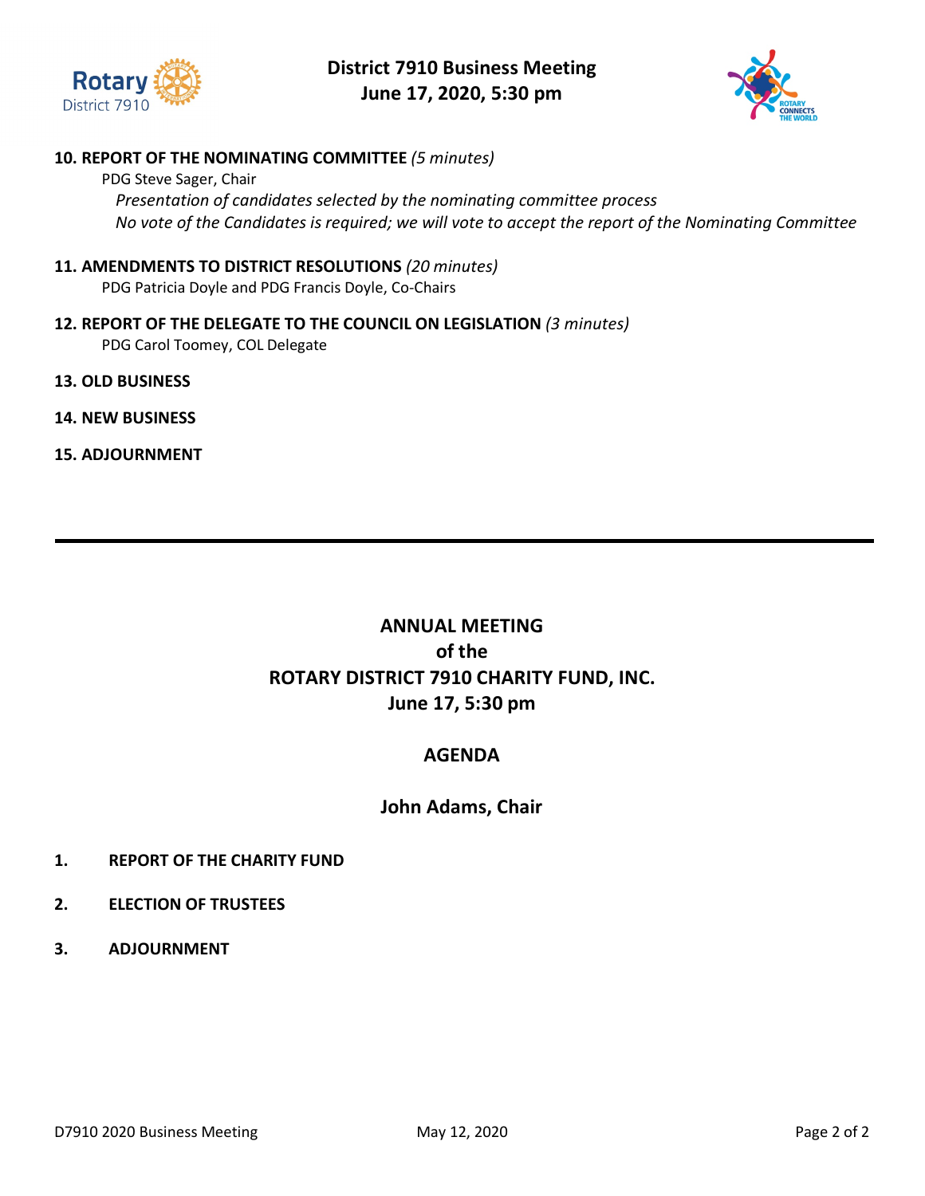**District 7910 Business Meeting**
**June 17, 2020, 5:30 pm**

**10. REPORT OF THE NOMINATING COMMITTEE** *(5 minutes)*

PDG Steve Sager, Chair

*Presentation of candidates selected by the nominating committee process*

*No vote of the Candidates is required; we will vote to accept the report of the Nominating Committee*

**11. AMENDMENTS TO DISTRICT RESOLUTIONS** *(20 minutes)*

PDG Patricia Doyle and PDG Francis Doyle, Co-Chairs

**12. REPORT OF THE DELEGATE TO THE COUNCIL ON LEGISLATION** *(3 minutes)*

PDG Carol Toomey, COL Delegate

**13. OLD BUSINESS**

**14. NEW BUSINESS**

**15. ADJOURNMENT**

---

## ANNUAL MEETING of the ROTARY DISTRICT 7910 CHARITY FUND, INC.

**June 17, 5:30 pm**

## AGENDA

### John Adams, Chair

1. **REPORT OF THE CHARITY FUND**
2. **ELECTION OF TRUSTEES**
3. **ADJOURNMENT**